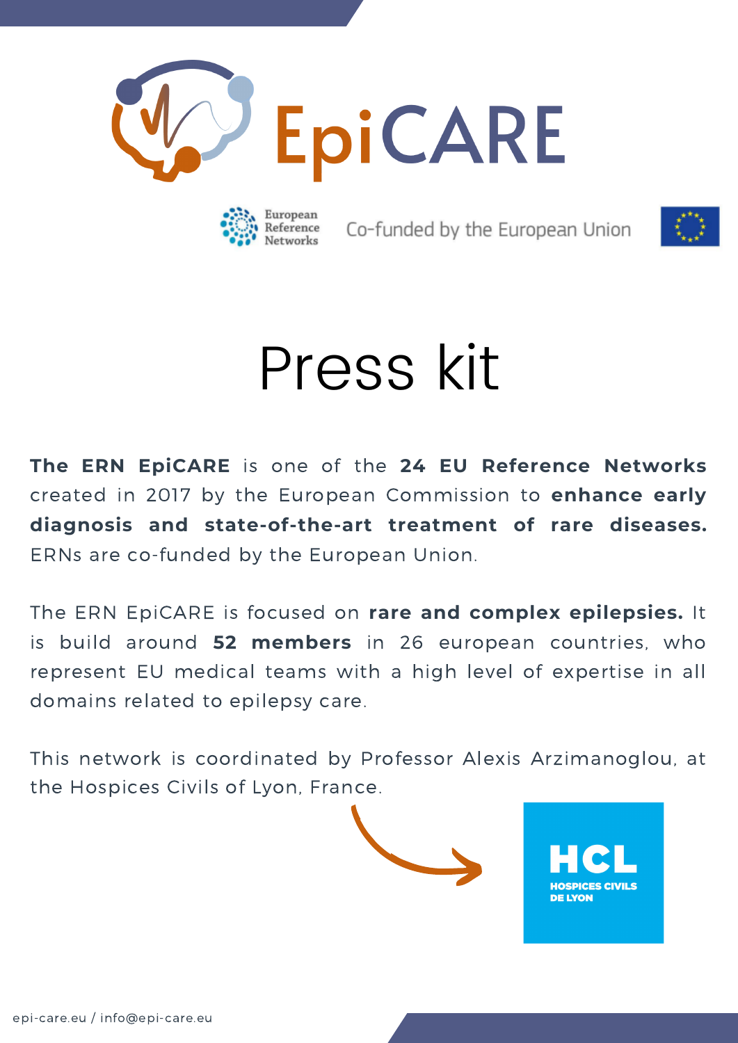# EpiCARE

European Reference Networks

Co-funded by the European Union

# Press kit

**The ERN EpiCARE** is one of the **24 EU Reference Networks** created in 2017 by the European Commission to **enhance early diagnosis and state-of-the-art treatment of rare diseases.** ERNs are co-funded by the European Union.

The ERN EpiCARE is focused on **rare and complex epilepsies.** It is build around **52 members** in 26 european countries, who represent EU medical teams with a high level of expertise in all domains related to epilepsy care.

This network is coordinated by Professor Alexis Arzimanoglou, at the Hospices Civils of Lyon, France.

HCL
HOSPICES CIVILS DE LYON

epi-care.eu / info@epi-care.eu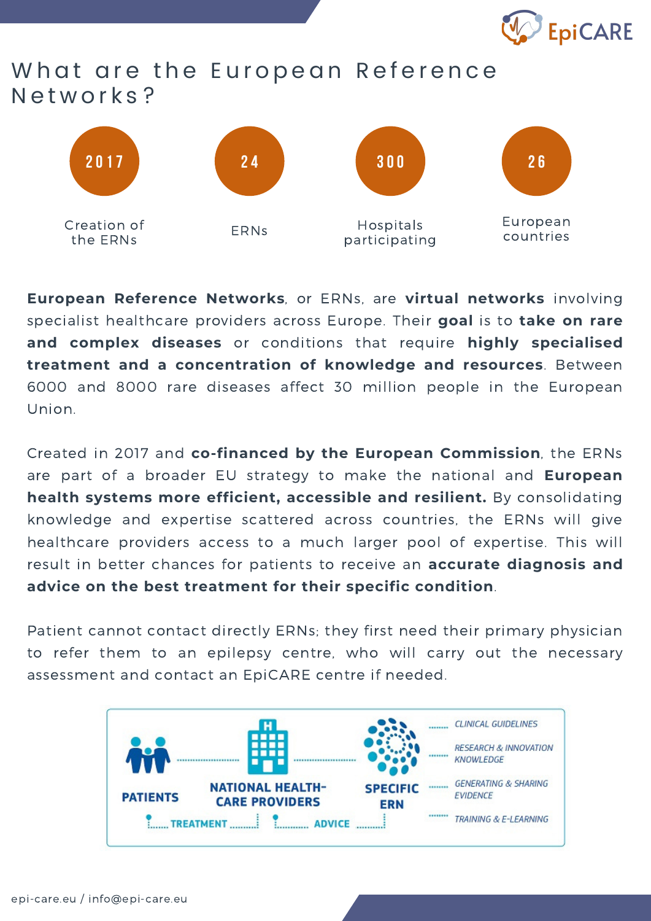# What are the European Reference Networks?

| 2017 | 24 | 300 | 26 |
|---|---|---|---|
| Creation of the ERNs | ERNs | Hospitals participating | European countries |

**European Reference Networks**, or ERNs, are **virtual networks** involving specialist healthcare providers across Europe. Their **goal** is to **take on rare and complex diseases** or conditions that require **highly specialised treatment and a concentration of knowledge and resources**. Between 6000 and 8000 rare diseases affect 30 million people in the European Union.

Created in 2017 and **co-financed by the European Commission**, the ERNs are part of a broader EU strategy to make the national and **European health systems more efficient, accessible and resilient.** By consolidating knowledge and expertise scattered across countries, the ERNs will give healthcare providers access to a much larger pool of expertise. This will result in better chances for patients to receive an **accurate diagnosis and advice on the best treatment for their specific condition**.

Patient cannot contact directly ERNs; they first need their primary physician to refer them to an epilepsy centre, who will carry out the necessary assessment and contact an EpiCARE centre if needed.

**PATIENTS** — **NATIONAL HEALTH-CARE PROVIDERS** — **SPECIFIC ERN**

TREATMENT — ADVICE

- *CLINICAL GUIDELINES*
- *RESEARCH & INNOVATION KNOWLEDGE*
- *GENERATING & SHARING EVIDENCE*
- *TRAINING & E-LEARNING*

epi-care.eu / info@epi-care.eu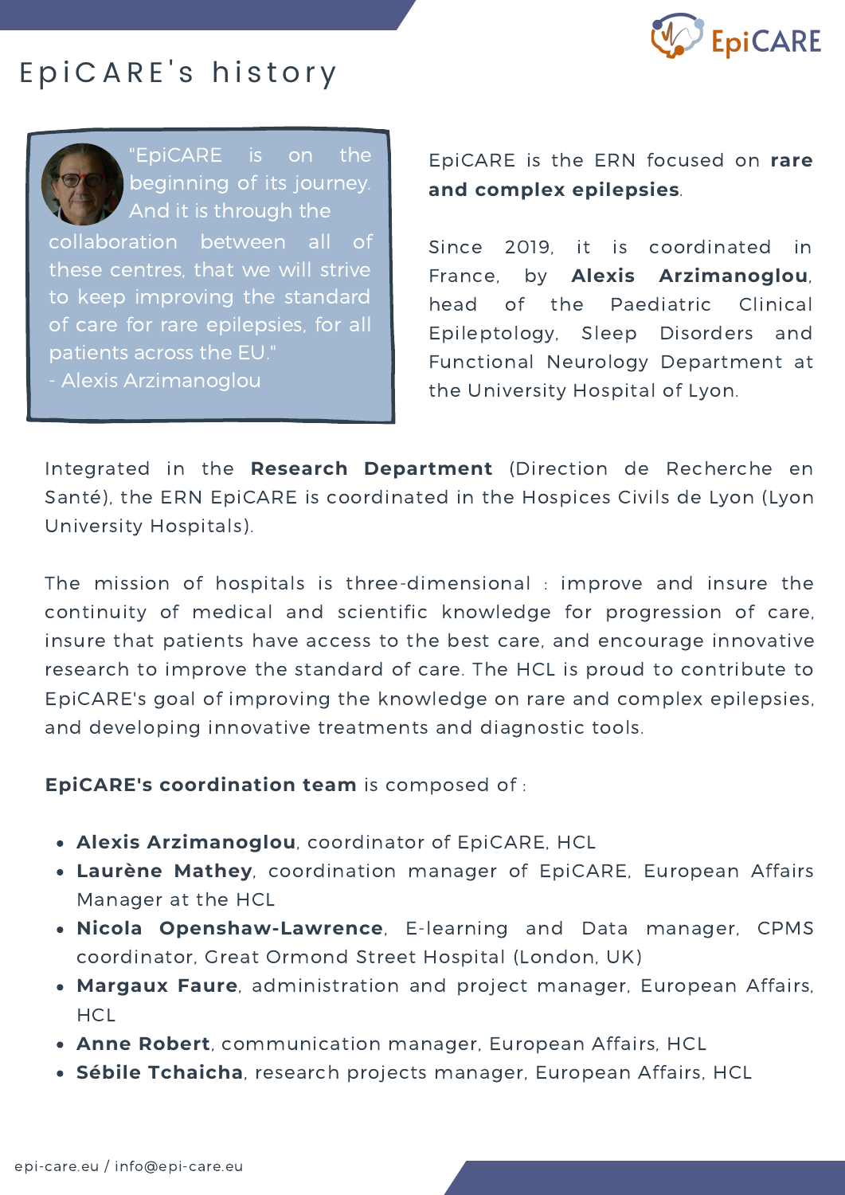# EpiCARE's history

> "EpiCARE is on the beginning of its journey. And it is through the collaboration between all of these centres, that we will strive to keep improving the standard of care for rare epilepsies, for all patients across the EU."
> - Alexis Arzimanoglou

EpiCARE is the ERN focused on **rare and complex epilepsies**.

Since 2019, it is coordinated in France, by **Alexis Arzimanoglou**, head of the Paediatric Clinical Epileptology, Sleep Disorders and Functional Neurology Department at the University Hospital of Lyon.

Integrated in the **Research Department** (Direction de Recherche en Santé), the ERN EpiCARE is coordinated in the Hospices Civils de Lyon (Lyon University Hospitals).

The mission of hospitals is three-dimensional : improve and insure the continuity of medical and scientific knowledge for progression of care, insure that patients have access to the best care, and encourage innovative research to improve the standard of care. The HCL is proud to contribute to EpiCARE's goal of improving the knowledge on rare and complex epilepsies, and developing innovative treatments and diagnostic tools.

**EpiCARE's coordination team** is composed of :

- **Alexis Arzimanoglou**, coordinator of EpiCARE, HCL
- **Laurène Mathey**, coordination manager of EpiCARE, European Affairs Manager at the HCL
- **Nicola Openshaw-Lawrence**, E-learning and Data manager, CPMS coordinator, Great Ormond Street Hospital (London, UK)
- **Margaux Faure**, administration and project manager, European Affairs, HCL
- **Anne Robert**, communication manager, European Affairs, HCL
- **Sébile Tchaicha**, research projects manager, European Affairs, HCL

epi-care.eu / info@epi-care.eu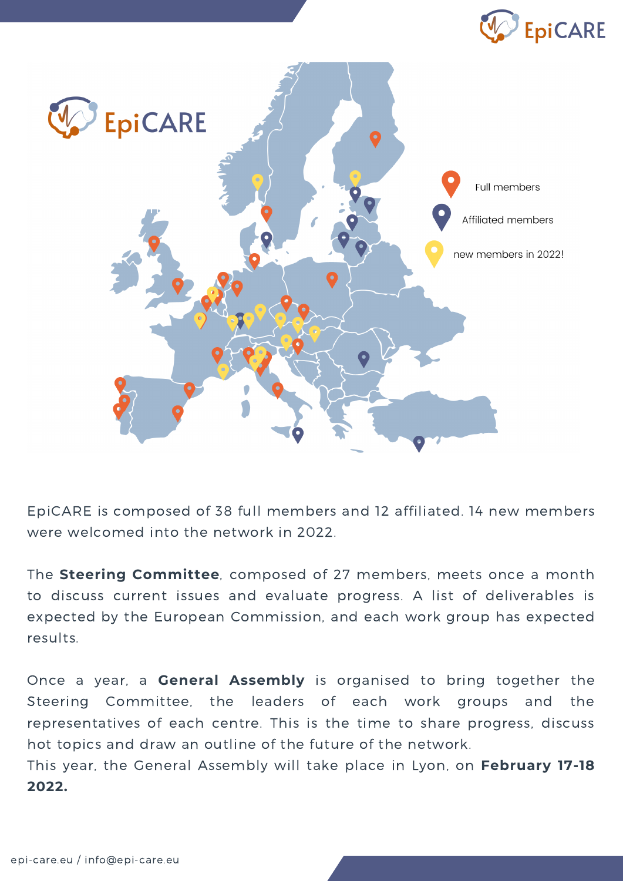EpiCARE

Full members

Affiliated members

new members in 2022!

EpiCARE is composed of 38 full members and 12 affiliated. 14 new members were welcomed into the network in 2022.

The **Steering Committee**, composed of 27 members, meets once a month to discuss current issues and evaluate progress. A list of deliverables is expected by the European Commission, and each work group has expected results.

Once a year, a **General Assembly** is organised to bring together the Steering Committee, the leaders of each work groups and the representatives of each centre. This is the time to share progress, discuss hot topics and draw an outline of the future of the network.
This year, the General Assembly will take place in Lyon, on **February 17-18 2022.**

epi-care.eu / info@epi-care.eu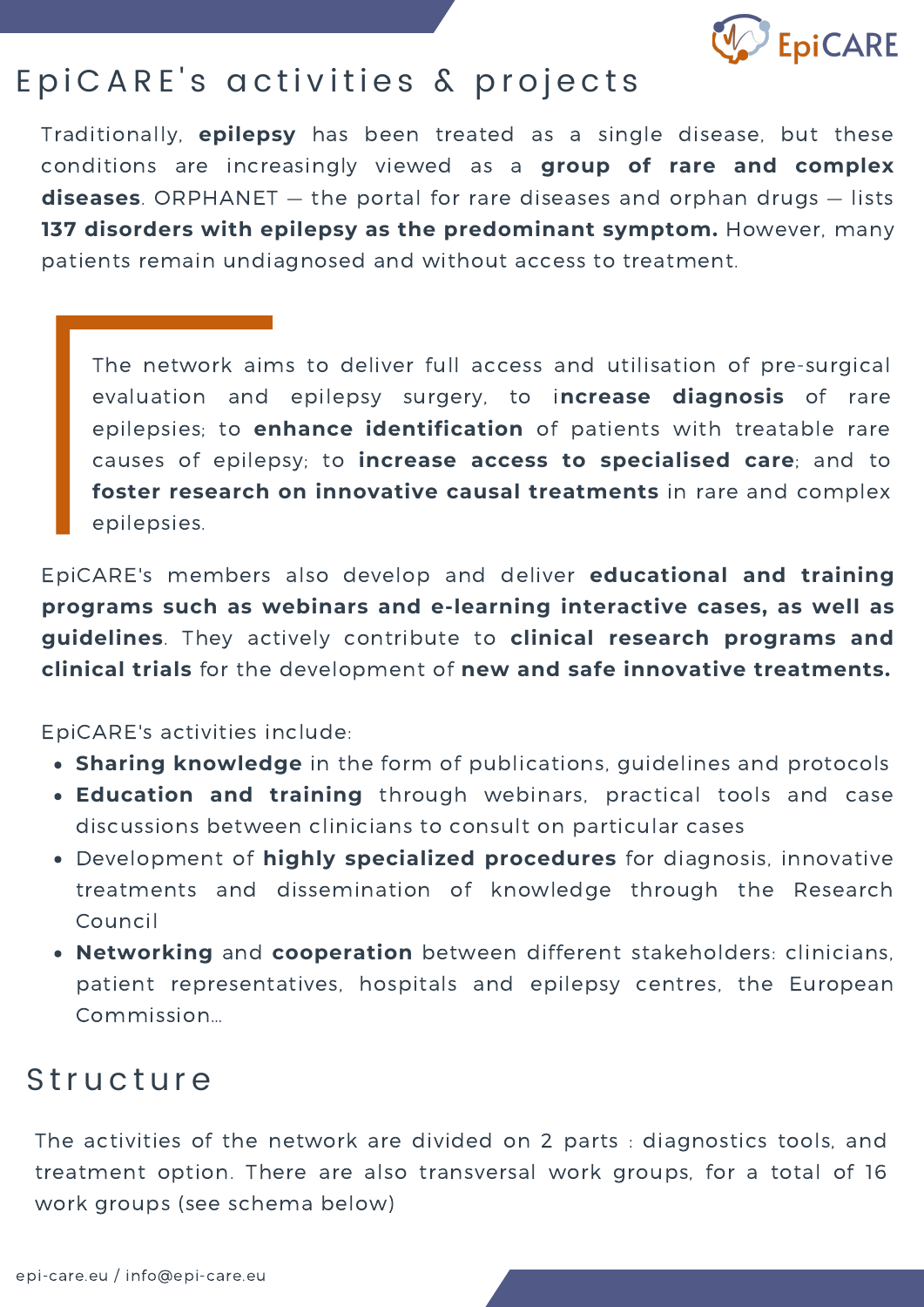# EpiCARE's activities & projects

Traditionally, **epilepsy** has been treated as a single disease, but these conditions are increasingly viewed as a **group of rare and complex diseases**. ORPHANET — the portal for rare diseases and orphan drugs — lists **137 disorders with epilepsy as the predominant symptom.** However, many patients remain undiagnosed and without access to treatment.

> The network aims to deliver full access and utilisation of pre-surgical evaluation and epilepsy surgery, to i**ncrease diagnosis** of rare epilepsies; to **enhance identification** of patients with treatable rare causes of epilepsy; to **increase access to specialised care**; and to **foster research on innovative causal treatments** in rare and complex epilepsies.

EpiCARE's members also develop and deliver **educational and training programs such as webinars and e-learning interactive cases, as well as guidelines**. They actively contribute to **clinical research programs and clinical trials** for the development of **new and safe innovative treatments.**

EpiCARE's activities include:

- **Sharing knowledge** in the form of publications, guidelines and protocols
- **Education and training** through webinars, practical tools and case discussions between clinicians to consult on particular cases
- Development of **highly specialized procedures** for diagnosis, innovative treatments and dissemination of knowledge through the Research Council
- **Networking** and **cooperation** between different stakeholders: clinicians, patient representatives, hospitals and epilepsy centres, the European Commission...

## Structure

The activities of the network are divided on 2 parts : diagnostics tools, and treatment option. There are also transversal work groups, for a total of 16 work groups (see schema below)

epi-care.eu / info@epi-care.eu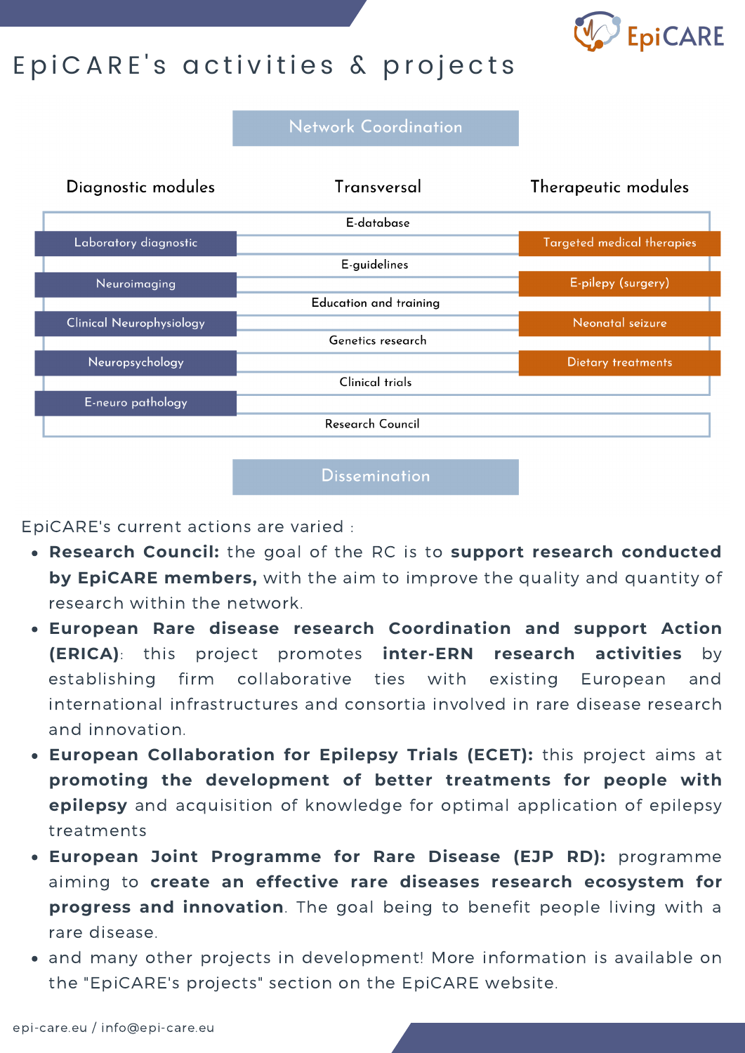# EpiCARE's activities & projects

**Network Coordination**

| Diagnostic modules | Transversal | Therapeutic modules |
|---|---|---|
| | E-database | |
| Laboratory diagnostic | | Targeted medical therapies |
| | E-guidelines | |
| Neuroimaging | | E-pilepy (surgery) |
| | Education and training | |
| Clinical Neurophysiology | | Neonatal seizure |
| | Genetics research | |
| Neuropsychology | | Dietary treatments |
| | Clinical trials | |
| E-neuro pathology | | |
| | Research Council | |

**Dissemination**

EpiCARE's current actions are varied :

- **Research Council:** the goal of the RC is to **support research conducted by EpiCARE members,** with the aim to improve the quality and quantity of research within the network.
- **European Rare disease research Coordination and support Action (ERICA)**: this project promotes **inter-ERN research activities** by establishing firm collaborative ties with existing European and international infrastructures and consortia involved in rare disease research and innovation.
- **European Collaboration for Epilepsy Trials (ECET):** this project aims at **promoting the development of better treatments for people with epilepsy** and acquisition of knowledge for optimal application of epilepsy treatments
- **European Joint Programme for Rare Disease (EJP RD):** programme aiming to **create an effective rare diseases research ecosystem for progress and innovation**. The goal being to benefit people living with a rare disease.
- and many other projects in development! More information is available on the "EpiCARE's projects" section on the EpiCARE website.

epi-care.eu / info@epi-care.eu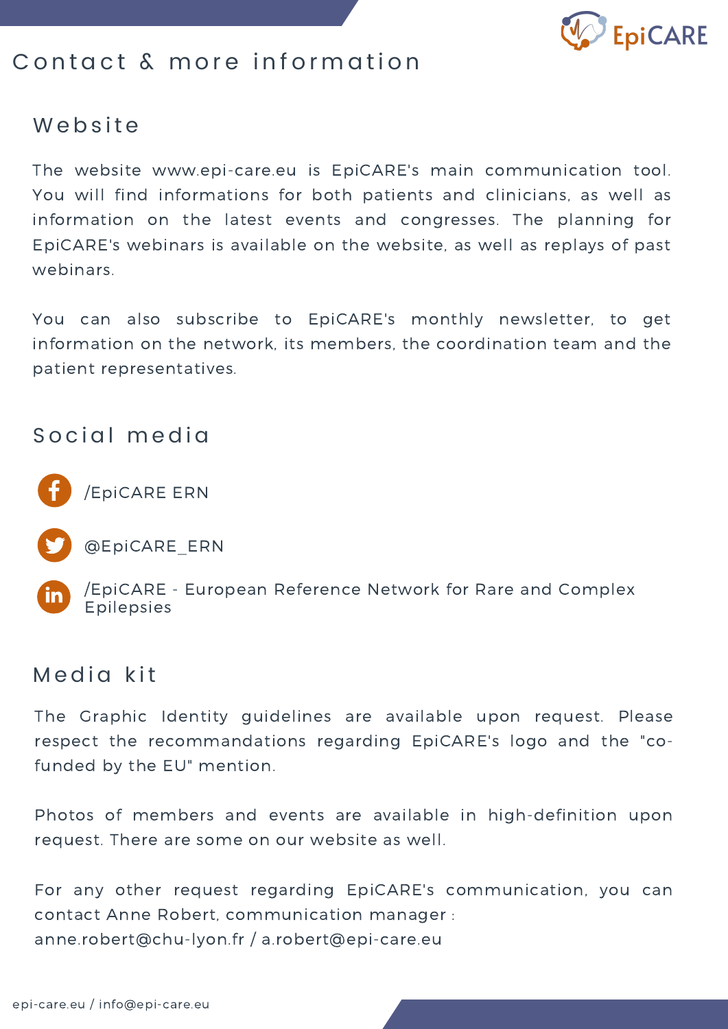# Contact & more information

## Website

The website www.epi-care.eu is EpiCARE's main communication tool. You will find informations for both patients and clinicians, as well as information on the latest events and congresses. The planning for EpiCARE's webinars is available on the website, as well as replays of past webinars.

You can also subscribe to EpiCARE's monthly newsletter, to get information on the network, its members, the coordination team and the patient representatives.

## Social media

/EpiCARE ERN

@EpiCARE_ERN

/EpiCARE - European Reference Network for Rare and Complex Epilepsies

## Media kit

The Graphic Identity guidelines are available upon request. Please respect the recommandations regarding EpiCARE's logo and the "co-funded by the EU" mention.

Photos of members and events are available in high-definition upon request. There are some on our website as well.

For any other request regarding EpiCARE's communication, you can contact Anne Robert, communication manager :
anne.robert@chu-lyon.fr / a.robert@epi-care.eu

epi-care.eu / info@epi-care.eu